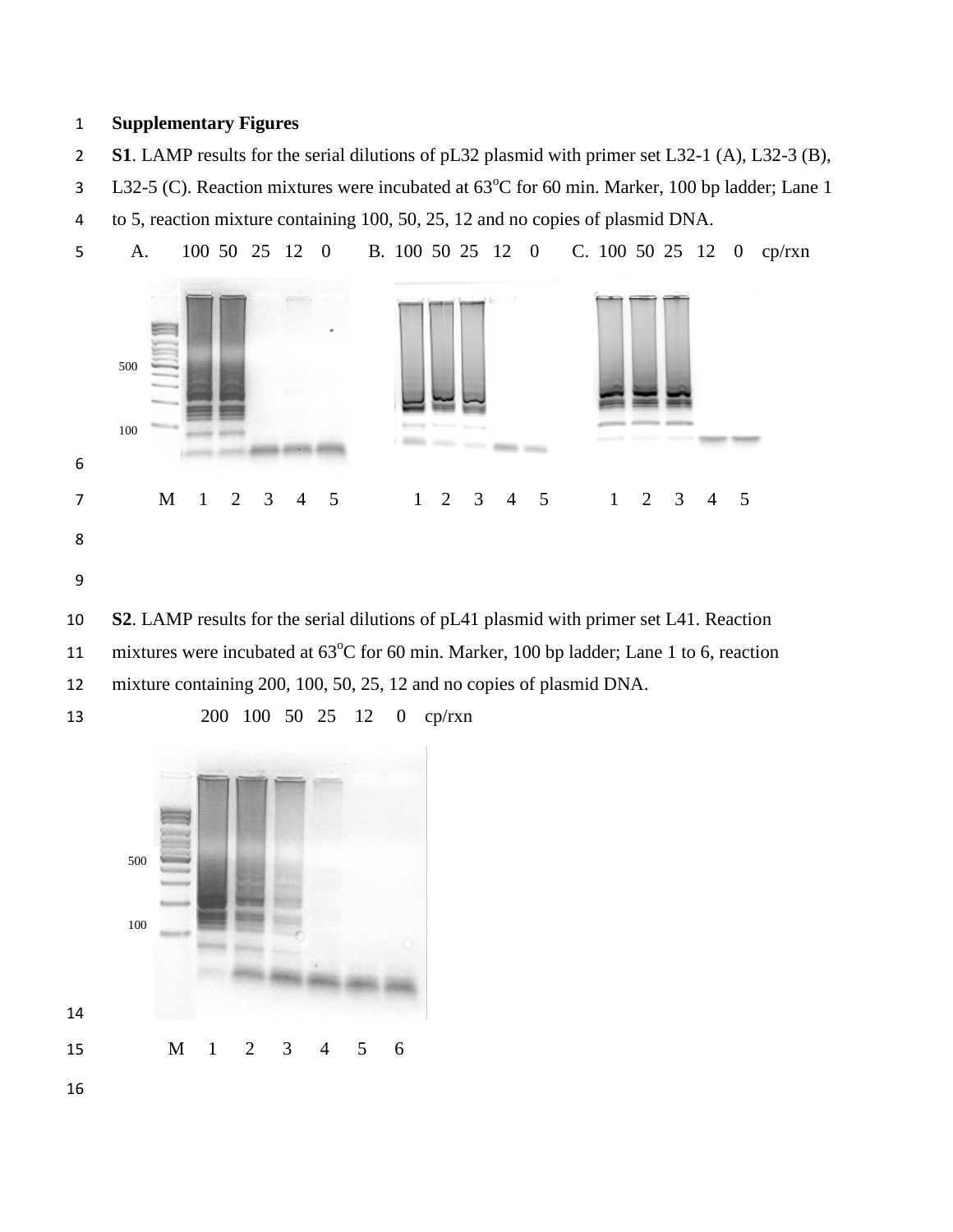**Supplementary Figures**

**S1**. LAMP results for the serial dilutions of pL32 plasmid with primer set L32-1 (A), L32-3 (B), L32-5 (C). Reaction mixtures were incubated at 63°C for 60 min. Marker, 100 bp ladder; Lane 1 to 5, reaction mixture containing 100, 50, 25, 12 and no copies of plasmid DNA.

A. 100 50 25 12 0 B. 100 50 25 12 0 C. 100 50 25 12 0 cp/rxn

500

100

M 1 2 3 4 5 1 2 3 4 5 1 2 3 4 5

**S2**. LAMP results for the serial dilutions of pL41 plasmid with primer set L41. Reaction mixtures were incubated at 63°C for 60 min. Marker, 100 bp ladder; Lane 1 to 6, reaction mixture containing 200, 100, 50, 25, 12 and no copies of plasmid DNA.

200 100 50 25 12 0 cp/rxn

500

100

M 1 2 3 4 5 6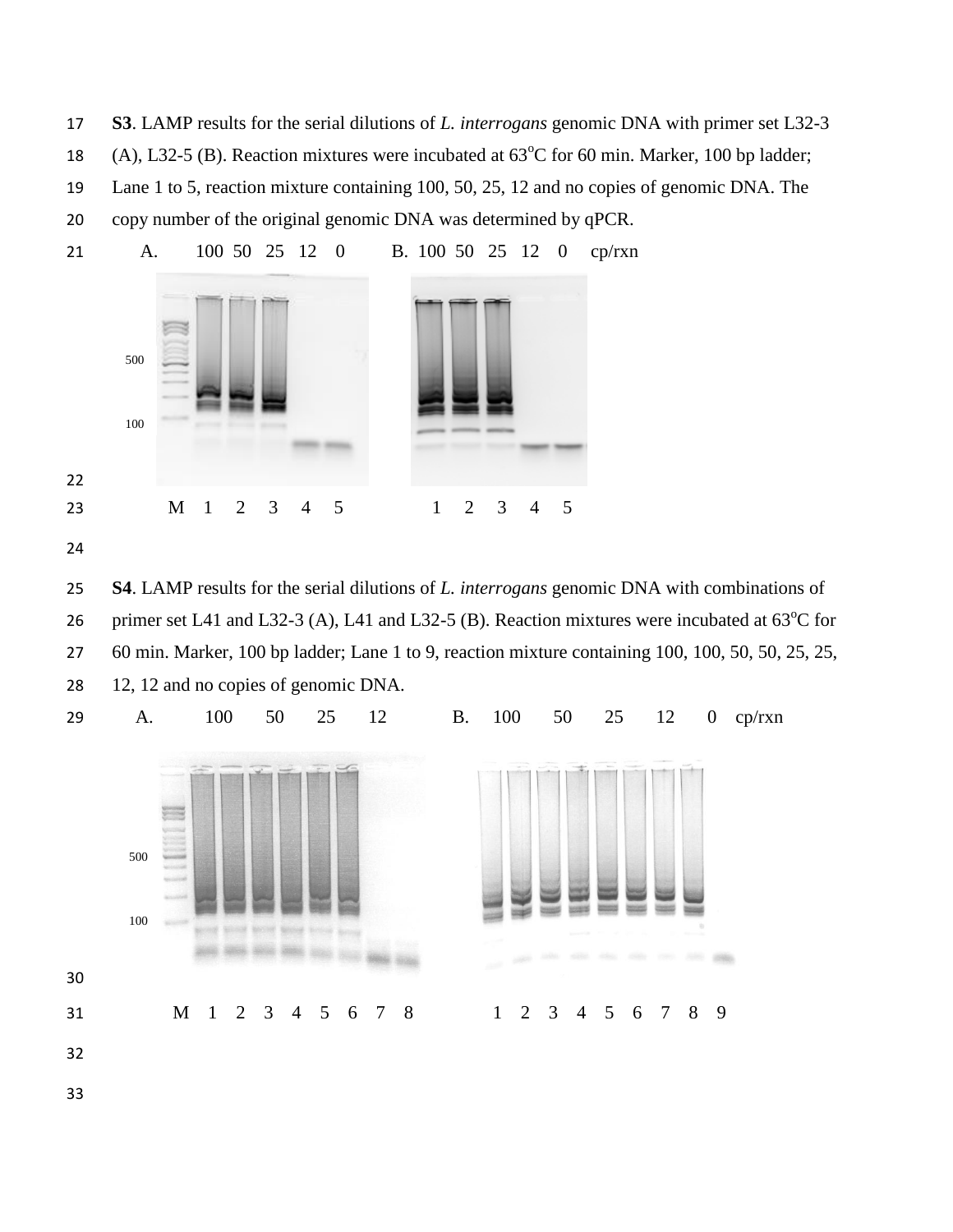**S3**. LAMP results for the serial dilutions of *L. interrogans* genomic DNA with primer set L32-3 (A), L32-5 (B). Reaction mixtures were incubated at 63$^o$C for 60 min. Marker, 100 bp ladder; Lane 1 to 5, reaction mixture containing 100, 50, 25, 12 and no copies of genomic DNA. The copy number of the original genomic DNA was determined by qPCR.

A. 100 50 25 12 0 B. 100 50 25 12 0 cp/rxn

500

100

M 1 2 3 4 5 1 2 3 4 5

**S4**. LAMP results for the serial dilutions of *L. interrogans* genomic DNA with combinations of primer set L41 and L32-3 (A), L41 and L32-5 (B). Reaction mixtures were incubated at 63$^o$C for 60 min. Marker, 100 bp ladder; Lane 1 to 9, reaction mixture containing 100, 100, 50, 50, 25, 25, 12, 12 and no copies of genomic DNA.

A. 100 50 25 12 B. 100 50 25 12 0 cp/rxn

500

100

M 1 2 3 4 5 6 7 8 1 2 3 4 5 6 7 8 9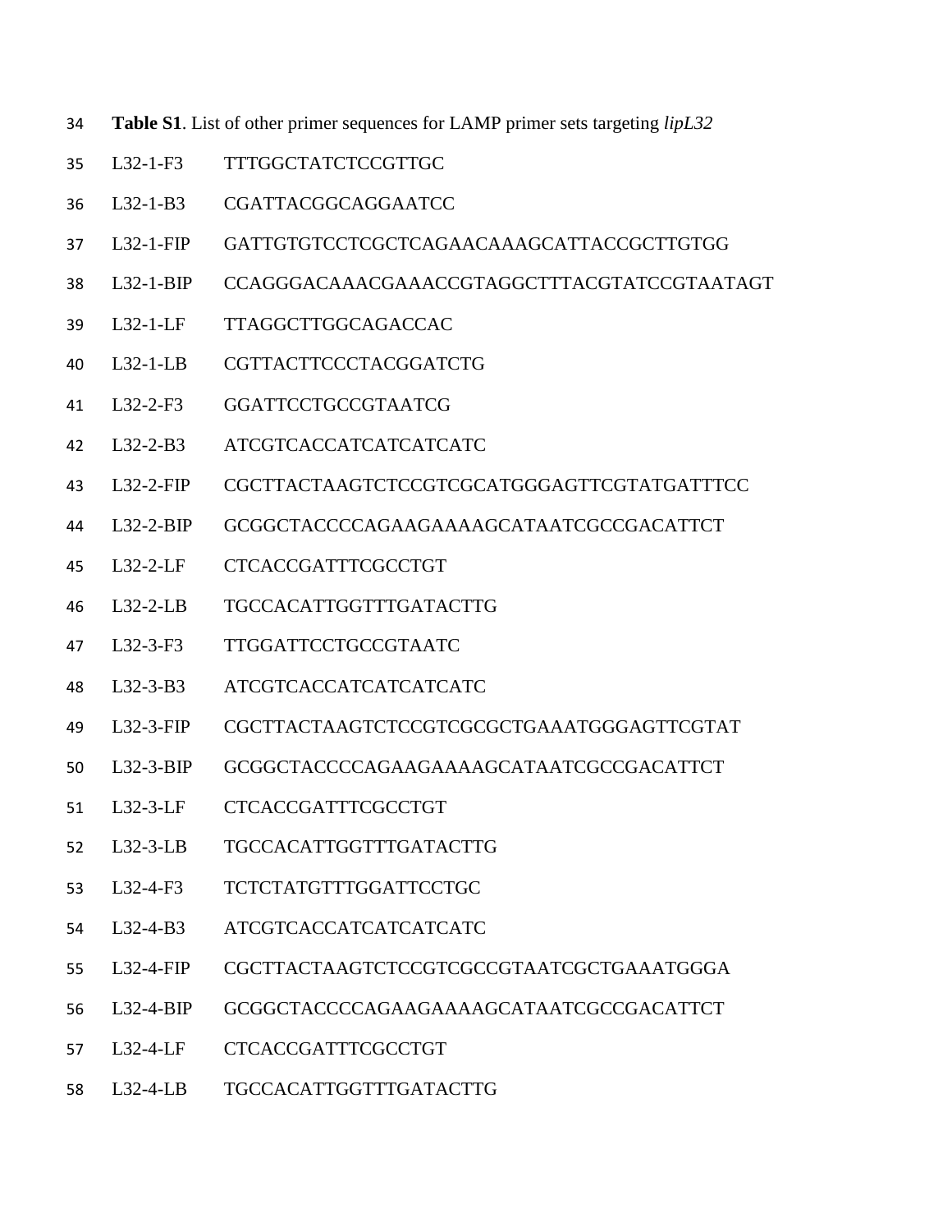**Table S1**. List of other primer sequences for LAMP primer sets targeting *lipL32*

| Primer | Sequence |
|---|---|
| L32-1-F3 | TTTGGCTATCTCCGTTGC |
| L32-1-B3 | CGATTACGGCAGGAATCC |
| L32-1-FIP | GATTGTGTCCTCGCTCAGAACAAAGCATTACCGCTTGTGG |
| L32-1-BIP | CCAGGGACAAACGAAACCGTAGGCTTTACGTATCCGTAATAGT |
| L32-1-LF | TTAGGCTTGGCAGACCAC |
| L32-1-LB | CGTTACTTCCCTACGGATCTG |
| L32-2-F3 | GGATTCCTGCCGTAATCG |
| L32-2-B3 | ATCGTCACCATCATCATCATC |
| L32-2-FIP | CGCTTACTAAGTCTCCGTCGCATGGGAGTTCGTATGATTTCC |
| L32-2-BIP | GCGGCTACCCCAGAAGAAAAGCATAATCGCCGACATTCT |
| L32-2-LF | CTCACCGATTTCGCCTGT |
| L32-2-LB | TGCCACATTGGTTTGATACTTG |
| L32-3-F3 | TTGGATTCCTGCCGTAATC |
| L32-3-B3 | ATCGTCACCATCATCATCATC |
| L32-3-FIP | CGCTTACTAAGTCTCCGTCGCGCTGAAATGGGAGTTCGTAT |
| L32-3-BIP | GCGGCTACCCCAGAAGAAAAGCATAATCGCCGACATTCT |
| L32-3-LF | CTCACCGATTTCGCCTGT |
| L32-3-LB | TGCCACATTGGTTTGATACTTG |
| L32-4-F3 | TCTCTATGTTTGGATTCCTGC |
| L32-4-B3 | ATCGTCACCATCATCATCATC |
| L32-4-FIP | CGCTTACTAAGTCTCCGTCGCCGTAATCGCTGAAATGGGA |
| L32-4-BIP | GCGGCTACCCCAGAAGAAAAGCATAATCGCCGACATTCT |
| L32-4-LF | CTCACCGATTTCGCCTGT |
| L32-4-LB | TGCCACATTGGTTTGATACTTG |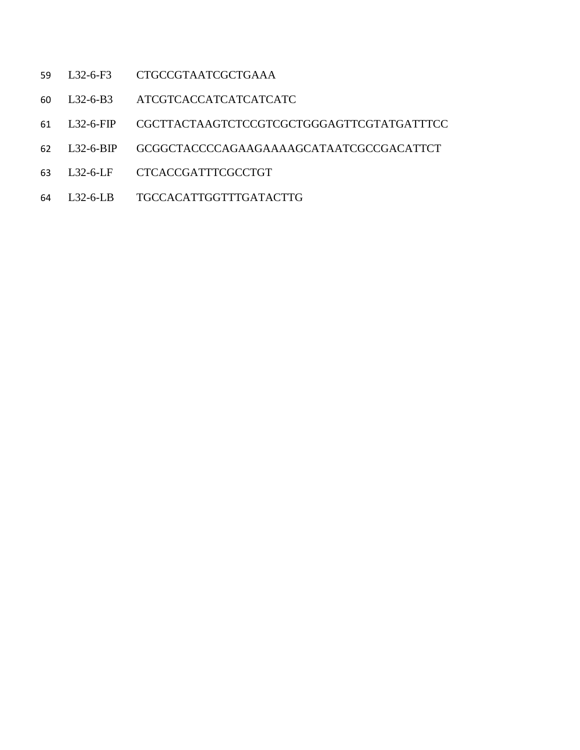| | |
|---|---|
| L32-6-F3 | CTGCCGTAATCGCTGAAA |
| L32-6-B3 | ATCGTCACCATCATCATCATC |
| L32-6-FIP | CGCTTACTAAGTCTCCGTCGCTGGGAGTTCGTATGATTTCC |
| L32-6-BIP | GCGGCTACCCCAGAAGAAAAGCATAATCGCCGACATTCT |
| L32-6-LF | CTCACCGATTTCGCCTGT |
| L32-6-LB | TGCCACATTGGTTTGATACTTG |